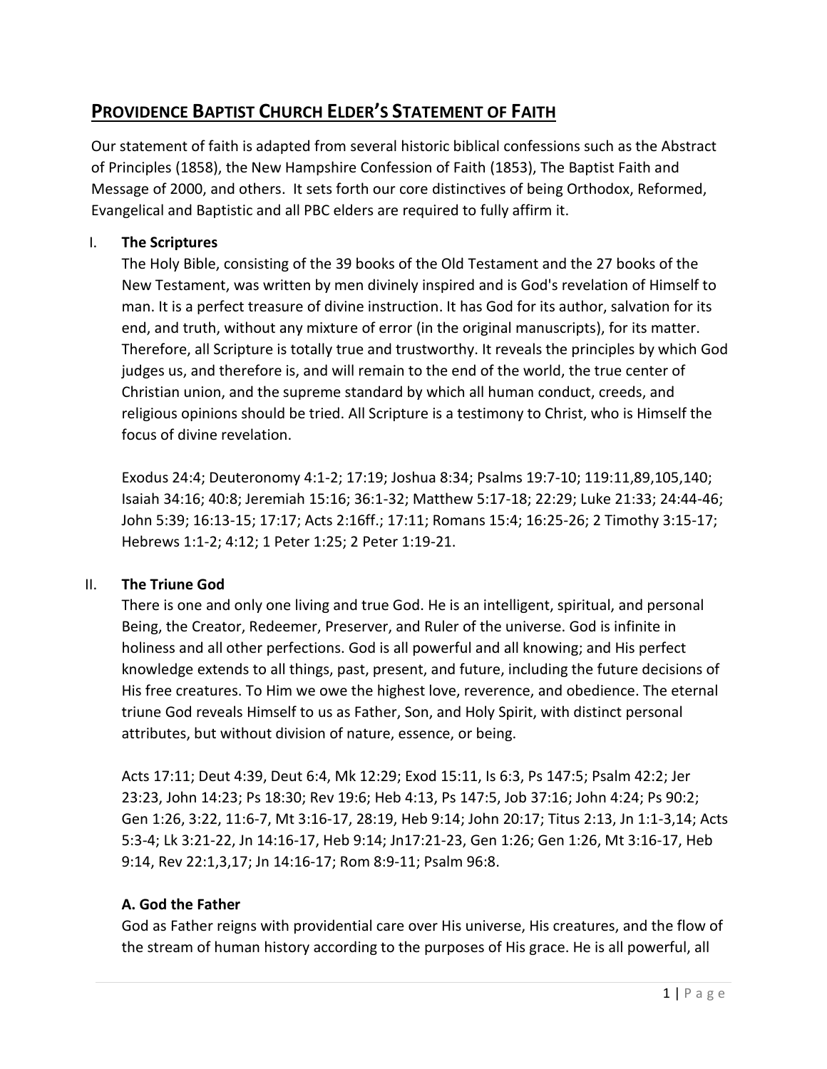# Providence Baptist Church Elder's Statement of Faith

Our statement of faith is adapted from several historic biblical confessions such as the Abstract of Principles (1858), the New Hampshire Confession of Faith (1853), The Baptist Faith and Message of 2000, and others. It sets forth our core distinctives of being Orthodox, Reformed, Evangelical and Baptistic and all PBC elders are required to fully affirm it.

## I. The Scriptures

The Holy Bible, consisting of the 39 books of the Old Testament and the 27 books of the New Testament, was written by men divinely inspired and is God's revelation of Himself to man. It is a perfect treasure of divine instruction. It has God for its author, salvation for its end, and truth, without any mixture of error (in the original manuscripts), for its matter. Therefore, all Scripture is totally true and trustworthy. It reveals the principles by which God judges us, and therefore is, and will remain to the end of the world, the true center of Christian union, and the supreme standard by which all human conduct, creeds, and religious opinions should be tried. All Scripture is a testimony to Christ, who is Himself the focus of divine revelation.

Exodus 24:4; Deuteronomy 4:1-2; 17:19; Joshua 8:34; Psalms 19:7-10; 119:11,89,105,140; Isaiah 34:16; 40:8; Jeremiah 15:16; 36:1-32; Matthew 5:17-18; 22:29; Luke 21:33; 24:44-46; John 5:39; 16:13-15; 17:17; Acts 2:16ff.; 17:11; Romans 15:4; 16:25-26; 2 Timothy 3:15-17; Hebrews 1:1-2; 4:12; 1 Peter 1:25; 2 Peter 1:19-21.

## II. The Triune God

There is one and only one living and true God. He is an intelligent, spiritual, and personal Being, the Creator, Redeemer, Preserver, and Ruler of the universe. God is infinite in holiness and all other perfections. God is all powerful and all knowing; and His perfect knowledge extends to all things, past, present, and future, including the future decisions of His free creatures. To Him we owe the highest love, reverence, and obedience. The eternal triune God reveals Himself to us as Father, Son, and Holy Spirit, with distinct personal attributes, but without division of nature, essence, or being.

Acts 17:11; Deut 4:39, Deut 6:4, Mk 12:29; Exod 15:11, Is 6:3, Ps 147:5; Psalm 42:2; Jer 23:23, John 14:23; Ps 18:30; Rev 19:6; Heb 4:13, Ps 147:5, Job 37:16; John 4:24; Ps 90:2; Gen 1:26, 3:22, 11:6-7, Mt 3:16-17, 28:19, Heb 9:14; John 20:17; Titus 2:13, Jn 1:1-3,14; Acts 5:3-4; Lk 3:21-22, Jn 14:16-17, Heb 9:14; Jn17:21-23, Gen 1:26; Gen 1:26, Mt 3:16-17, Heb 9:14, Rev 22:1,3,17; Jn 14:16-17; Rom 8:9-11; Psalm 96:8.

### A. God the Father

God as Father reigns with providential care over His universe, His creatures, and the flow of the stream of human history according to the purposes of His grace. He is all powerful, all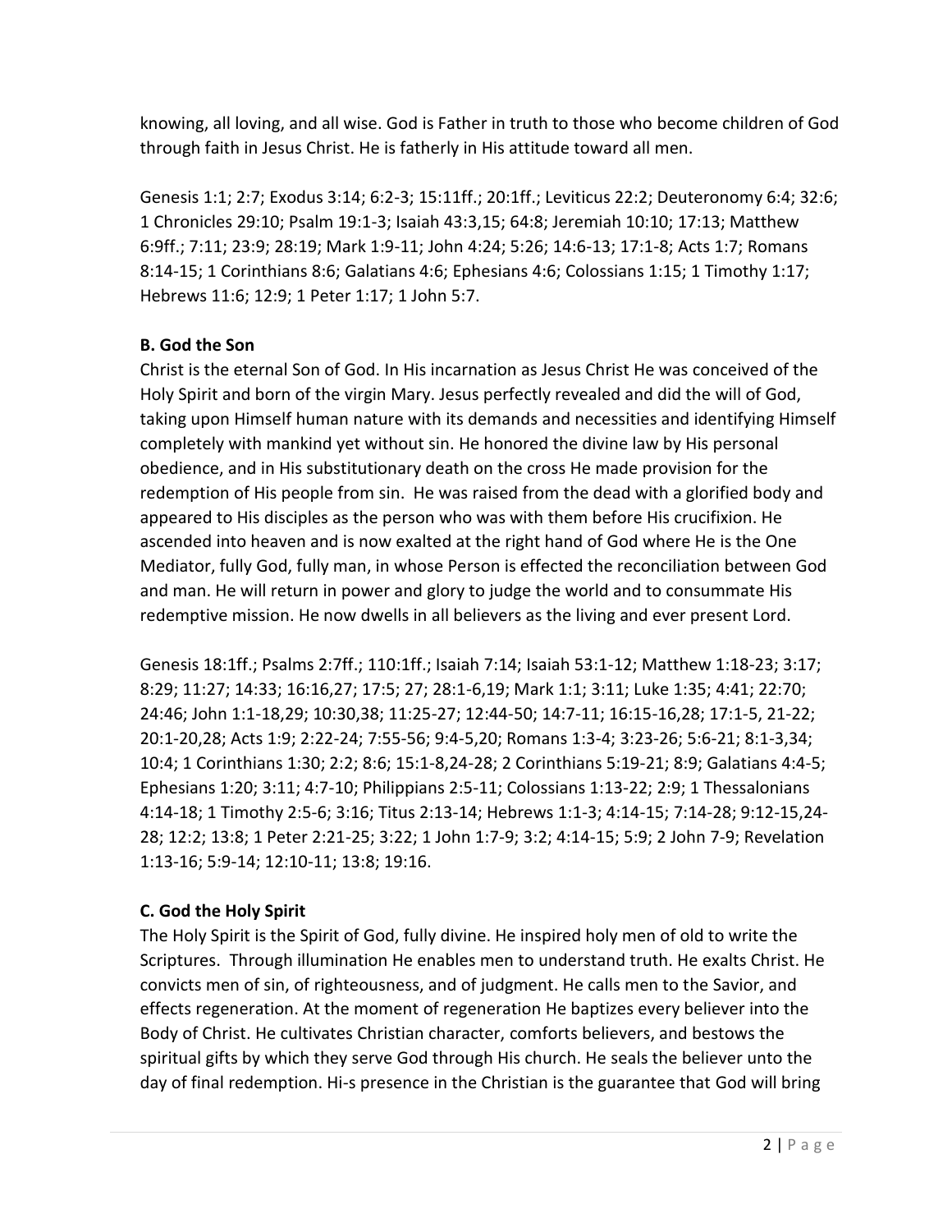knowing, all loving, and all wise. God is Father in truth to those who become children of God through faith in Jesus Christ. He is fatherly in His attitude toward all men.

Genesis 1:1; 2:7; Exodus 3:14; 6:2-3; 15:11ff.; 20:1ff.; Leviticus 22:2; Deuteronomy 6:4; 32:6; 1 Chronicles 29:10; Psalm 19:1-3; Isaiah 43:3,15; 64:8; Jeremiah 10:10; 17:13; Matthew 6:9ff.; 7:11; 23:9; 28:19; Mark 1:9-11; John 4:24; 5:26; 14:6-13; 17:1-8; Acts 1:7; Romans 8:14-15; 1 Corinthians 8:6; Galatians 4:6; Ephesians 4:6; Colossians 1:15; 1 Timothy 1:17; Hebrews 11:6; 12:9; 1 Peter 1:17; 1 John 5:7.

**B. God the Son**

Christ is the eternal Son of God. In His incarnation as Jesus Christ He was conceived of the Holy Spirit and born of the virgin Mary. Jesus perfectly revealed and did the will of God, taking upon Himself human nature with its demands and necessities and identifying Himself completely with mankind yet without sin. He honored the divine law by His personal obedience, and in His substitutionary death on the cross He made provision for the redemption of His people from sin. He was raised from the dead with a glorified body and appeared to His disciples as the person who was with them before His crucifixion. He ascended into heaven and is now exalted at the right hand of God where He is the One Mediator, fully God, fully man, in whose Person is effected the reconciliation between God and man. He will return in power and glory to judge the world and to consummate His redemptive mission. He now dwells in all believers as the living and ever present Lord.

Genesis 18:1ff.; Psalms 2:7ff.; 110:1ff.; Isaiah 7:14; Isaiah 53:1-12; Matthew 1:18-23; 3:17; 8:29; 11:27; 14:33; 16:16,27; 17:5; 27; 28:1-6,19; Mark 1:1; 3:11; Luke 1:35; 4:41; 22:70; 24:46; John 1:1-18,29; 10:30,38; 11:25-27; 12:44-50; 14:7-11; 16:15-16,28; 17:1-5, 21-22; 20:1-20,28; Acts 1:9; 2:22-24; 7:55-56; 9:4-5,20; Romans 1:3-4; 3:23-26; 5:6-21; 8:1-3,34; 10:4; 1 Corinthians 1:30; 2:2; 8:6; 15:1-8,24-28; 2 Corinthians 5:19-21; 8:9; Galatians 4:4-5; Ephesians 1:20; 3:11; 4:7-10; Philippians 2:5-11; Colossians 1:13-22; 2:9; 1 Thessalonians 4:14-18; 1 Timothy 2:5-6; 3:16; Titus 2:13-14; Hebrews 1:1-3; 4:14-15; 7:14-28; 9:12-15,24-28; 12:2; 13:8; 1 Peter 2:21-25; 3:22; 1 John 1:7-9; 3:2; 4:14-15; 5:9; 2 John 7-9; Revelation 1:13-16; 5:9-14; 12:10-11; 13:8; 19:16.

**C. God the Holy Spirit**

The Holy Spirit is the Spirit of God, fully divine. He inspired holy men of old to write the Scriptures. Through illumination He enables men to understand truth. He exalts Christ. He convicts men of sin, of righteousness, and of judgment. He calls men to the Savior, and effects regeneration. At the moment of regeneration He baptizes every believer into the Body of Christ. He cultivates Christian character, comforts believers, and bestows the spiritual gifts by which they serve God through His church. He seals the believer unto the day of final redemption. Hi-s presence in the Christian is the guarantee that God will bring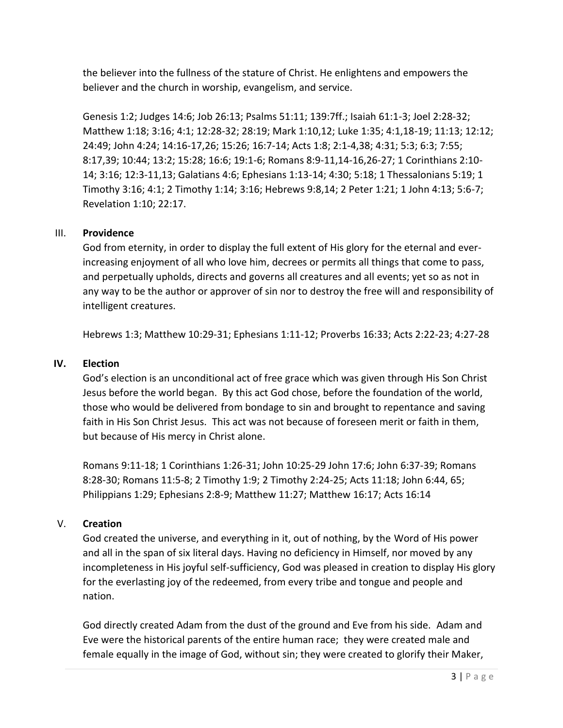the believer into the fullness of the stature of Christ. He enlightens and empowers the believer and the church in worship, evangelism, and service.

Genesis 1:2; Judges 14:6; Job 26:13; Psalms 51:11; 139:7ff.; Isaiah 61:1-3; Joel 2:28-32; Matthew 1:18; 3:16; 4:1; 12:28-32; 28:19; Mark 1:10,12; Luke 1:35; 4:1,18-19; 11:13; 12:12; 24:49; John 4:24; 14:16-17,26; 15:26; 16:7-14; Acts 1:8; 2:1-4,38; 4:31; 5:3; 6:3; 7:55; 8:17,39; 10:44; 13:2; 15:28; 16:6; 19:1-6; Romans 8:9-11,14-16,26-27; 1 Corinthians 2:10-14; 3:16; 12:3-11,13; Galatians 4:6; Ephesians 1:13-14; 4:30; 5:18; 1 Thessalonians 5:19; 1 Timothy 3:16; 4:1; 2 Timothy 1:14; 3:16; Hebrews 9:8,14; 2 Peter 1:21; 1 John 4:13; 5:6-7; Revelation 1:10; 22:17.

## III. **Providence**

God from eternity, in order to display the full extent of His glory for the eternal and ever-increasing enjoyment of all who love him, decrees or permits all things that come to pass, and perpetually upholds, directs and governs all creatures and all events; yet so as not in any way to be the author or approver of sin nor to destroy the free will and responsibility of intelligent creatures.

Hebrews 1:3; Matthew 10:29-31; Ephesians 1:11-12; Proverbs 16:33; Acts 2:22-23; 4:27-28

## **IV. Election**

God's election is an unconditional act of free grace which was given through His Son Christ Jesus before the world began. By this act God chose, before the foundation of the world, those who would be delivered from bondage to sin and brought to repentance and saving faith in His Son Christ Jesus. This act was not because of foreseen merit or faith in them, but because of His mercy in Christ alone.

Romans 9:11-18; 1 Corinthians 1:26-31; John 10:25-29 John 17:6; John 6:37-39; Romans 8:28-30; Romans 11:5-8; 2 Timothy 1:9; 2 Timothy 2:24-25; Acts 11:18; John 6:44, 65; Philippians 1:29; Ephesians 2:8-9; Matthew 11:27; Matthew 16:17; Acts 16:14

## V. **Creation**

God created the universe, and everything in it, out of nothing, by the Word of His power and all in the span of six literal days. Having no deficiency in Himself, nor moved by any incompleteness in His joyful self-sufficiency, God was pleased in creation to display His glory for the everlasting joy of the redeemed, from every tribe and tongue and people and nation.

God directly created Adam from the dust of the ground and Eve from his side. Adam and Eve were the historical parents of the entire human race; they were created male and female equally in the image of God, without sin; they were created to glorify their Maker,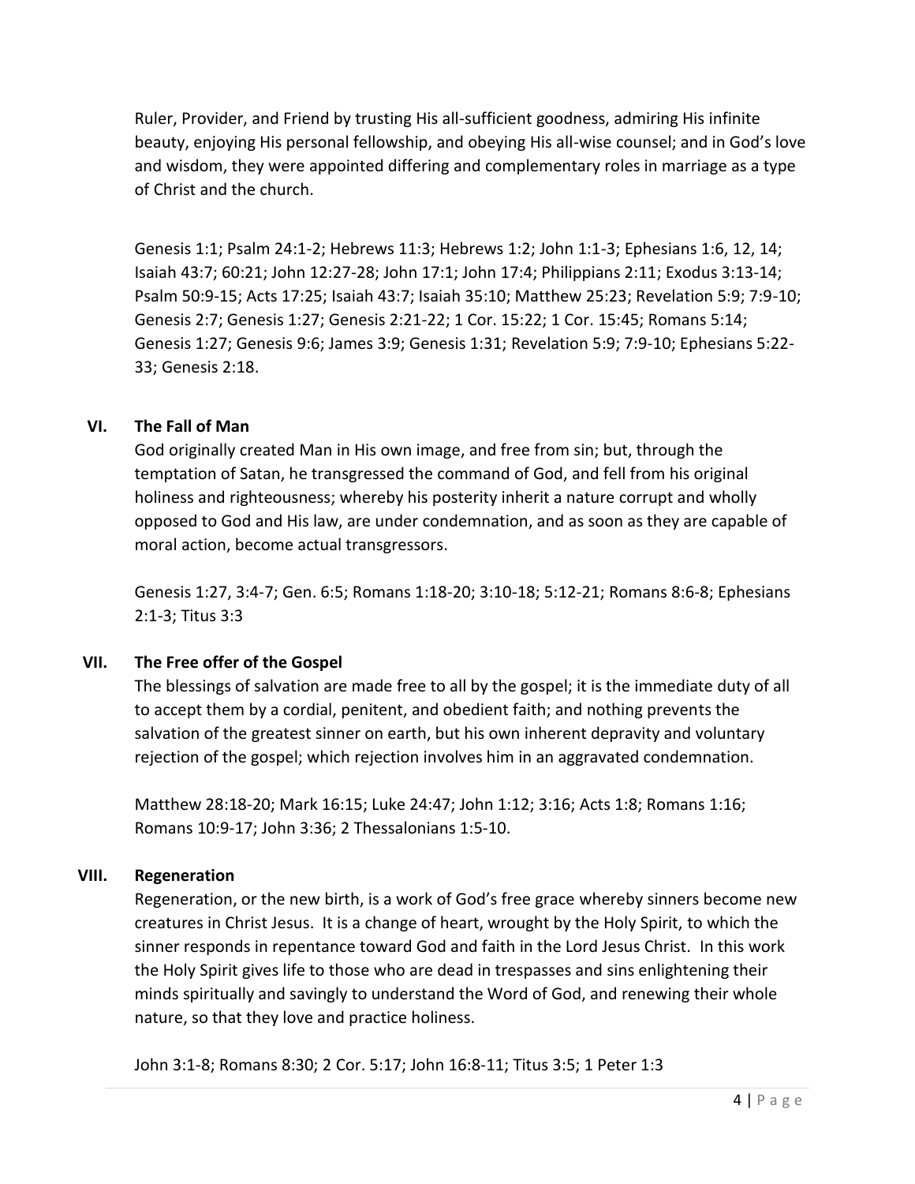Ruler, Provider, and Friend by trusting His all-sufficient goodness, admiring His infinite beauty, enjoying His personal fellowship, and obeying His all-wise counsel; and in God's love and wisdom, they were appointed differing and complementary roles in marriage as a type of Christ and the church.

Genesis 1:1; Psalm 24:1-2; Hebrews 11:3; Hebrews 1:2; John 1:1-3; Ephesians 1:6, 12, 14; Isaiah 43:7; 60:21; John 12:27-28; John 17:1; John 17:4; Philippians 2:11; Exodus 3:13-14; Psalm 50:9-15; Acts 17:25; Isaiah 43:7; Isaiah 35:10; Matthew 25:23; Revelation 5:9; 7:9-10; Genesis 2:7; Genesis 1:27; Genesis 2:21-22; 1 Cor. 15:22; 1 Cor. 15:45; Romans 5:14; Genesis 1:27; Genesis 9:6; James 3:9; Genesis 1:31; Revelation 5:9; 7:9-10; Ephesians 5:22-33; Genesis 2:18.

## VI. The Fall of Man

God originally created Man in His own image, and free from sin; but, through the temptation of Satan, he transgressed the command of God, and fell from his original holiness and righteousness; whereby his posterity inherit a nature corrupt and wholly opposed to God and His law, are under condemnation, and as soon as they are capable of moral action, become actual transgressors.

Genesis 1:27, 3:4-7; Gen. 6:5; Romans 1:18-20; 3:10-18; 5:12-21; Romans 8:6-8; Ephesians 2:1-3; Titus 3:3

## VII. The Free offer of the Gospel

The blessings of salvation are made free to all by the gospel; it is the immediate duty of all to accept them by a cordial, penitent, and obedient faith; and nothing prevents the salvation of the greatest sinner on earth, but his own inherent depravity and voluntary rejection of the gospel; which rejection involves him in an aggravated condemnation.

Matthew 28:18-20; Mark 16:15; Luke 24:47; John 1:12; 3:16; Acts 1:8; Romans 1:16; Romans 10:9-17; John 3:36; 2 Thessalonians 1:5-10.

## VIII. Regeneration

Regeneration, or the new birth, is a work of God's free grace whereby sinners become new creatures in Christ Jesus. It is a change of heart, wrought by the Holy Spirit, to which the sinner responds in repentance toward God and faith in the Lord Jesus Christ. In this work the Holy Spirit gives life to those who are dead in trespasses and sins enlightening their minds spiritually and savingly to understand the Word of God, and renewing their whole nature, so that they love and practice holiness.

John 3:1-8; Romans 8:30; 2 Cor. 5:17; John 16:8-11; Titus 3:5; 1 Peter 1:3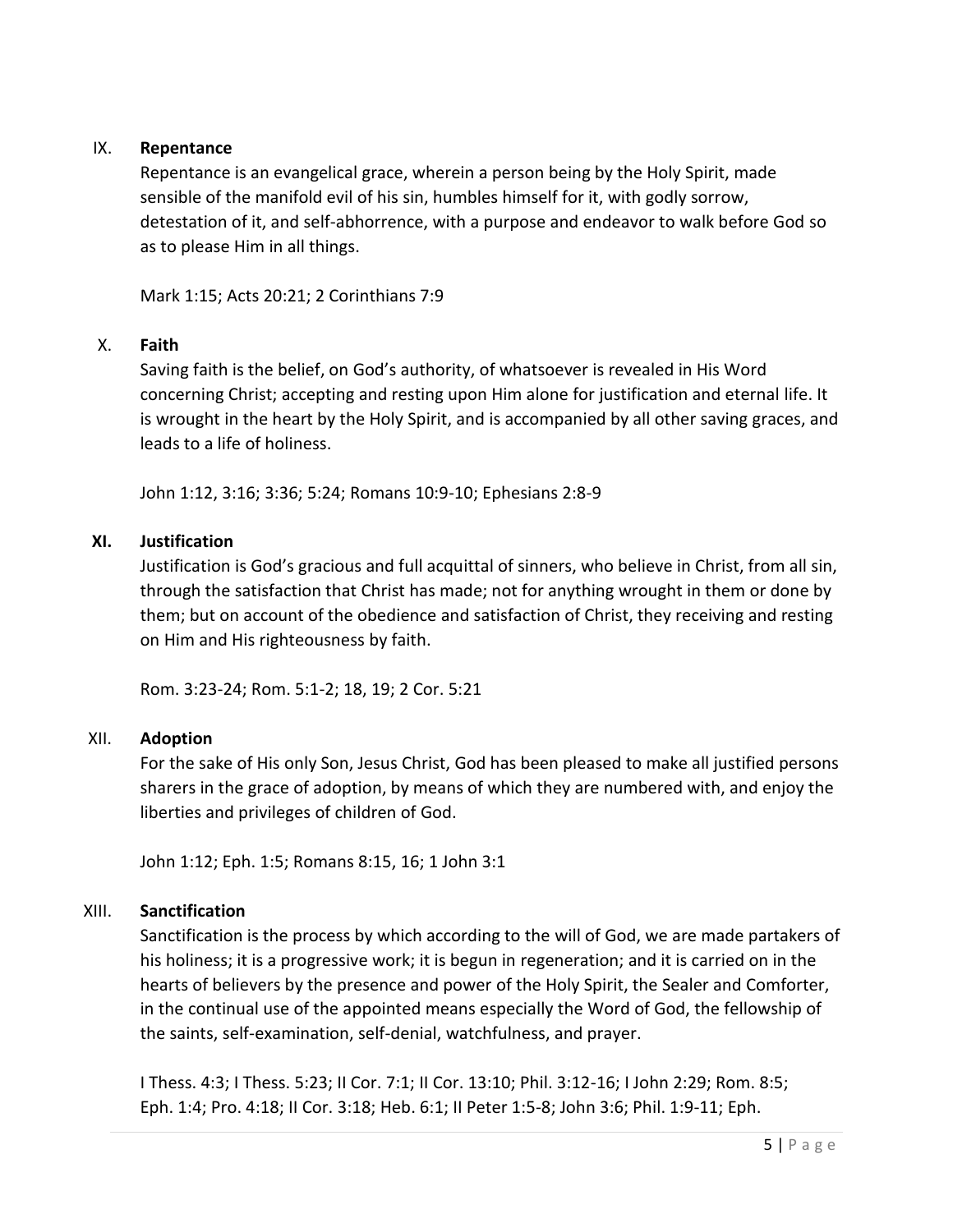## IX. Repentance

Repentance is an evangelical grace, wherein a person being by the Holy Spirit, made sensible of the manifold evil of his sin, humbles himself for it, with godly sorrow, detestation of it, and self-abhorrence, with a purpose and endeavor to walk before God so as to please Him in all things.

Mark 1:15; Acts 20:21; 2 Corinthians 7:9

## X. Faith

Saving faith is the belief, on God's authority, of whatsoever is revealed in His Word concerning Christ; accepting and resting upon Him alone for justification and eternal life. It is wrought in the heart by the Holy Spirit, and is accompanied by all other saving graces, and leads to a life of holiness.

John 1:12, 3:16; 3:36; 5:24; Romans 10:9-10; Ephesians 2:8-9

## XI. Justification

Justification is God's gracious and full acquittal of sinners, who believe in Christ, from all sin, through the satisfaction that Christ has made; not for anything wrought in them or done by them; but on account of the obedience and satisfaction of Christ, they receiving and resting on Him and His righteousness by faith.

Rom. 3:23-24; Rom. 5:1-2; 18, 19; 2 Cor. 5:21

## XII. Adoption

For the sake of His only Son, Jesus Christ, God has been pleased to make all justified persons sharers in the grace of adoption, by means of which they are numbered with, and enjoy the liberties and privileges of children of God.

John 1:12; Eph. 1:5; Romans 8:15, 16; 1 John 3:1

## XIII. Sanctification

Sanctification is the process by which according to the will of God, we are made partakers of his holiness; it is a progressive work; it is begun in regeneration; and it is carried on in the hearts of believers by the presence and power of the Holy Spirit, the Sealer and Comforter, in the continual use of the appointed means especially the Word of God, the fellowship of the saints, self-examination, self-denial, watchfulness, and prayer.

I Thess. 4:3; I Thess. 5:23; II Cor. 7:1; II Cor. 13:10; Phil. 3:12-16; I John 2:29; Rom. 8:5; Eph. 1:4; Pro. 4:18; II Cor. 3:18; Heb. 6:1; II Peter 1:5-8; John 3:6; Phil. 1:9-11; Eph.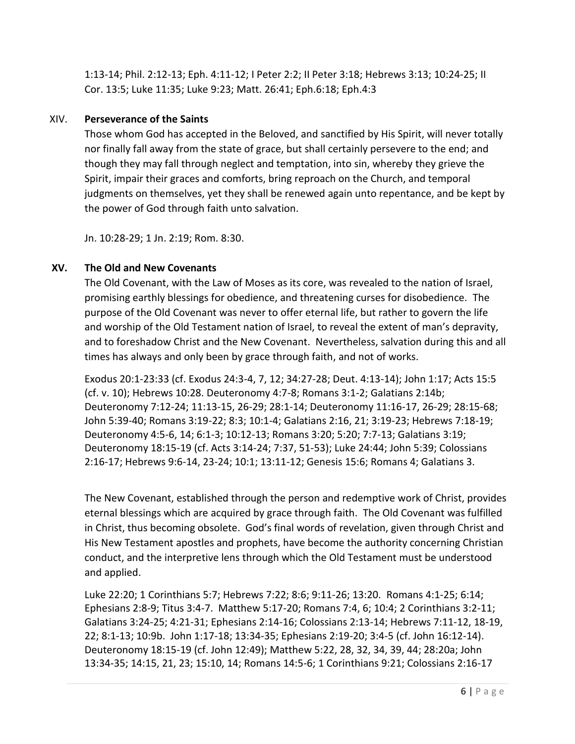1:13-14; Phil. 2:12-13; Eph. 4:11-12; I Peter 2:2; II Peter 3:18; Hebrews 3:13; 10:24-25; II Cor. 13:5; Luke 11:35; Luke 9:23; Matt. 26:41; Eph.6:18; Eph.4:3

## XIV. **Perseverance of the Saints**

Those whom God has accepted in the Beloved, and sanctified by His Spirit, will never totally nor finally fall away from the state of grace, but shall certainly persevere to the end; and though they may fall through neglect and temptation, into sin, whereby they grieve the Spirit, impair their graces and comforts, bring reproach on the Church, and temporal judgments on themselves, yet they shall be renewed again unto repentance, and be kept by the power of God through faith unto salvation.

Jn. 10:28-29; 1 Jn. 2:19; Rom. 8:30.

## XV. **The Old and New Covenants**

The Old Covenant, with the Law of Moses as its core, was revealed to the nation of Israel, promising earthly blessings for obedience, and threatening curses for disobedience. The purpose of the Old Covenant was never to offer eternal life, but rather to govern the life and worship of the Old Testament nation of Israel, to reveal the extent of man's depravity, and to foreshadow Christ and the New Covenant. Nevertheless, salvation during this and all times has always and only been by grace through faith, and not of works.

Exodus 20:1-23:33 (cf. Exodus 24:3-4, 7, 12; 34:27-28; Deut. 4:13-14); John 1:17; Acts 15:5 (cf. v. 10); Hebrews 10:28. Deuteronomy 4:7-8; Romans 3:1-2; Galatians 2:14b; Deuteronomy 7:12-24; 11:13-15, 26-29; 28:1-14; Deuteronomy 11:16-17, 26-29; 28:15-68; John 5:39-40; Romans 3:19-22; 8:3; 10:1-4; Galatians 2:16, 21; 3:19-23; Hebrews 7:18-19; Deuteronomy 4:5-6, 14; 6:1-3; 10:12-13; Romans 3:20; 5:20; 7:7-13; Galatians 3:19; Deuteronomy 18:15-19 (cf. Acts 3:14-24; 7:37, 51-53); Luke 24:44; John 5:39; Colossians 2:16-17; Hebrews 9:6-14, 23-24; 10:1; 13:11-12; Genesis 15:6; Romans 4; Galatians 3.

The New Covenant, established through the person and redemptive work of Christ, provides eternal blessings which are acquired by grace through faith. The Old Covenant was fulfilled in Christ, thus becoming obsolete. God's final words of revelation, given through Christ and His New Testament apostles and prophets, have become the authority concerning Christian conduct, and the interpretive lens through which the Old Testament must be understood and applied.

Luke 22:20; 1 Corinthians 5:7; Hebrews 7:22; 8:6; 9:11-26; 13:20. Romans 4:1-25; 6:14; Ephesians 2:8-9; Titus 3:4-7. Matthew 5:17-20; Romans 7:4, 6; 10:4; 2 Corinthians 3:2-11; Galatians 3:24-25; 4:21-31; Ephesians 2:14-16; Colossians 2:13-14; Hebrews 7:11-12, 18-19, 22; 8:1-13; 10:9b. John 1:17-18; 13:34-35; Ephesians 2:19-20; 3:4-5 (cf. John 16:12-14). Deuteronomy 18:15-19 (cf. John 12:49); Matthew 5:22, 28, 32, 34, 39, 44; 28:20a; John 13:34-35; 14:15, 21, 23; 15:10, 14; Romans 14:5-6; 1 Corinthians 9:21; Colossians 2:16-17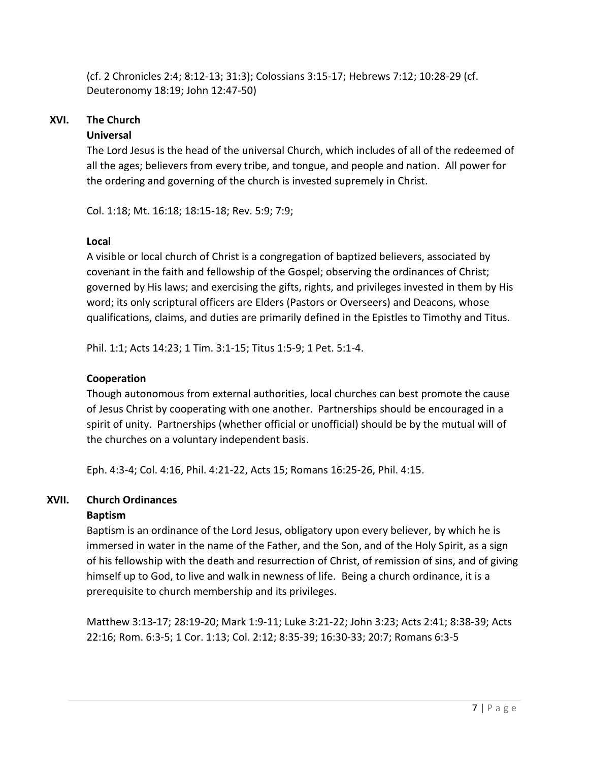(cf. 2 Chronicles 2:4; 8:12-13; 31:3); Colossians 3:15-17; Hebrews 7:12; 10:28-29 (cf. Deuteronomy 18:19; John 12:47-50)

## XVI. The Church

### Universal

The Lord Jesus is the head of the universal Church, which includes of all of the redeemed of all the ages; believers from every tribe, and tongue, and people and nation. All power for the ordering and governing of the church is invested supremely in Christ.

Col. 1:18; Mt. 16:18; 18:15-18; Rev. 5:9; 7:9;

### Local

A visible or local church of Christ is a congregation of baptized believers, associated by covenant in the faith and fellowship of the Gospel; observing the ordinances of Christ; governed by His laws; and exercising the gifts, rights, and privileges invested in them by His word; its only scriptural officers are Elders (Pastors or Overseers) and Deacons, whose qualifications, claims, and duties are primarily defined in the Epistles to Timothy and Titus.

Phil. 1:1; Acts 14:23; 1 Tim. 3:1-15; Titus 1:5-9; 1 Pet. 5:1-4.

### Cooperation

Though autonomous from external authorities, local churches can best promote the cause of Jesus Christ by cooperating with one another. Partnerships should be encouraged in a spirit of unity. Partnerships (whether official or unofficial) should be by the mutual will of the churches on a voluntary independent basis.

Eph. 4:3-4; Col. 4:16, Phil. 4:21-22, Acts 15; Romans 16:25-26, Phil. 4:15.

## XVII. Church Ordinances

### Baptism

Baptism is an ordinance of the Lord Jesus, obligatory upon every believer, by which he is immersed in water in the name of the Father, and the Son, and of the Holy Spirit, as a sign of his fellowship with the death and resurrection of Christ, of remission of sins, and of giving himself up to God, to live and walk in newness of life. Being a church ordinance, it is a prerequisite to church membership and its privileges.

Matthew 3:13-17; 28:19-20; Mark 1:9-11; Luke 3:21-22; John 3:23; Acts 2:41; 8:38-39; Acts 22:16; Rom. 6:3-5; 1 Cor. 1:13; Col. 2:12; 8:35-39; 16:30-33; 20:7; Romans 6:3-5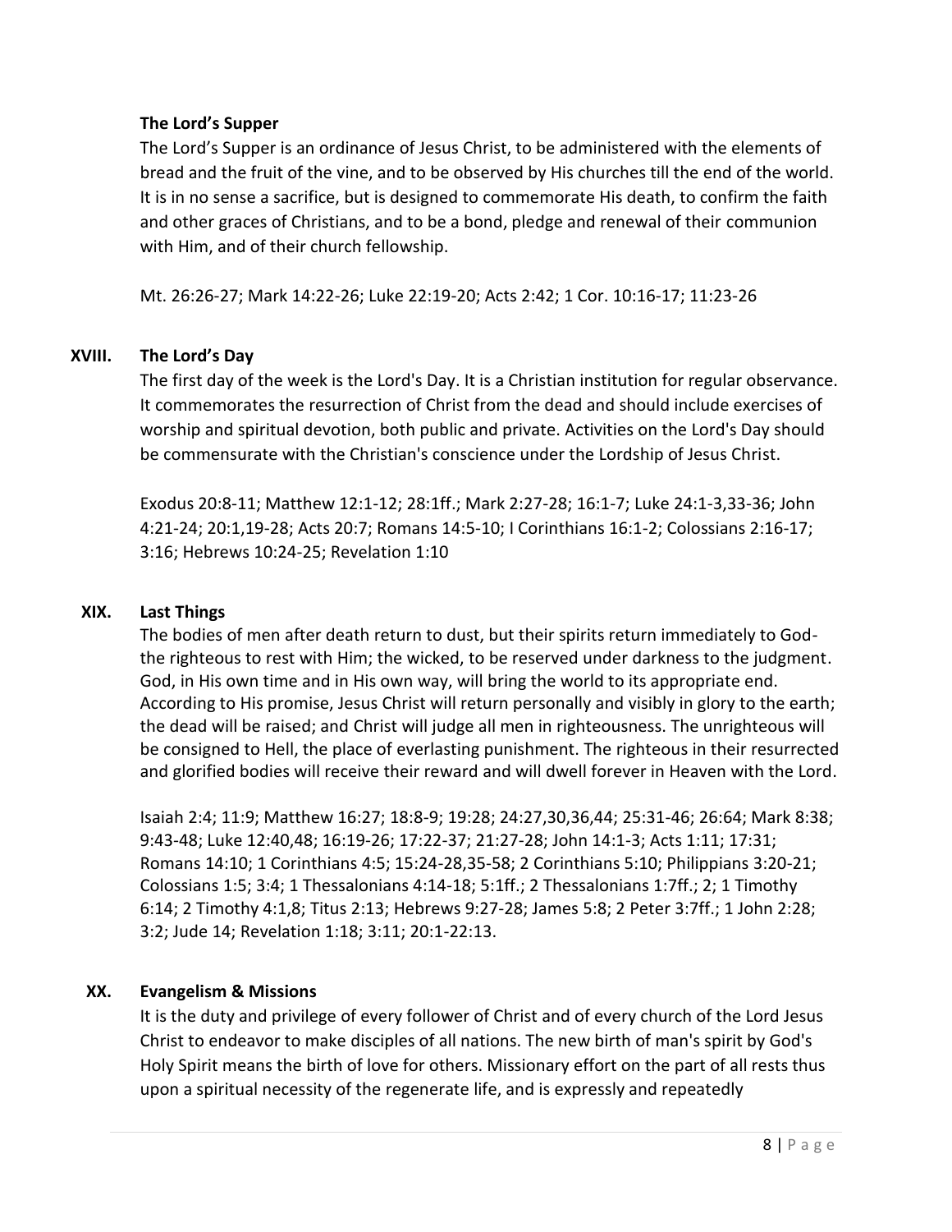### The Lord's Supper

The Lord's Supper is an ordinance of Jesus Christ, to be administered with the elements of bread and the fruit of the vine, and to be observed by His churches till the end of the world. It is in no sense a sacrifice, but is designed to commemorate His death, to confirm the faith and other graces of Christians, and to be a bond, pledge and renewal of their communion with Him, and of their church fellowship.

Mt. 26:26-27; Mark 14:22-26; Luke 22:19-20; Acts 2:42; 1 Cor. 10:16-17; 11:23-26

## XVIII. The Lord's Day

The first day of the week is the Lord's Day. It is a Christian institution for regular observance. It commemorates the resurrection of Christ from the dead and should include exercises of worship and spiritual devotion, both public and private. Activities on the Lord's Day should be commensurate with the Christian's conscience under the Lordship of Jesus Christ.

Exodus 20:8-11; Matthew 12:1-12; 28:1ff.; Mark 2:27-28; 16:1-7; Luke 24:1-3,33-36; John 4:21-24; 20:1,19-28; Acts 20:7; Romans 14:5-10; I Corinthians 16:1-2; Colossians 2:16-17; 3:16; Hebrews 10:24-25; Revelation 1:10

## XIX. Last Things

The bodies of men after death return to dust, but their spirits return immediately to God-the righteous to rest with Him; the wicked, to be reserved under darkness to the judgment. God, in His own time and in His own way, will bring the world to its appropriate end. According to His promise, Jesus Christ will return personally and visibly in glory to the earth; the dead will be raised; and Christ will judge all men in righteousness. The unrighteous will be consigned to Hell, the place of everlasting punishment. The righteous in their resurrected and glorified bodies will receive their reward and will dwell forever in Heaven with the Lord.

Isaiah 2:4; 11:9; Matthew 16:27; 18:8-9; 19:28; 24:27,30,36,44; 25:31-46; 26:64; Mark 8:38; 9:43-48; Luke 12:40,48; 16:19-26; 17:22-37; 21:27-28; John 14:1-3; Acts 1:11; 17:31; Romans 14:10; 1 Corinthians 4:5; 15:24-28,35-58; 2 Corinthians 5:10; Philippians 3:20-21; Colossians 1:5; 3:4; 1 Thessalonians 4:14-18; 5:1ff.; 2 Thessalonians 1:7ff.; 2; 1 Timothy 6:14; 2 Timothy 4:1,8; Titus 2:13; Hebrews 9:27-28; James 5:8; 2 Peter 3:7ff.; 1 John 2:28; 3:2; Jude 14; Revelation 1:18; 3:11; 20:1-22:13.

## XX. Evangelism & Missions

It is the duty and privilege of every follower of Christ and of every church of the Lord Jesus Christ to endeavor to make disciples of all nations. The new birth of man's spirit by God's Holy Spirit means the birth of love for others. Missionary effort on the part of all rests thus upon a spiritual necessity of the regenerate life, and is expressly and repeatedly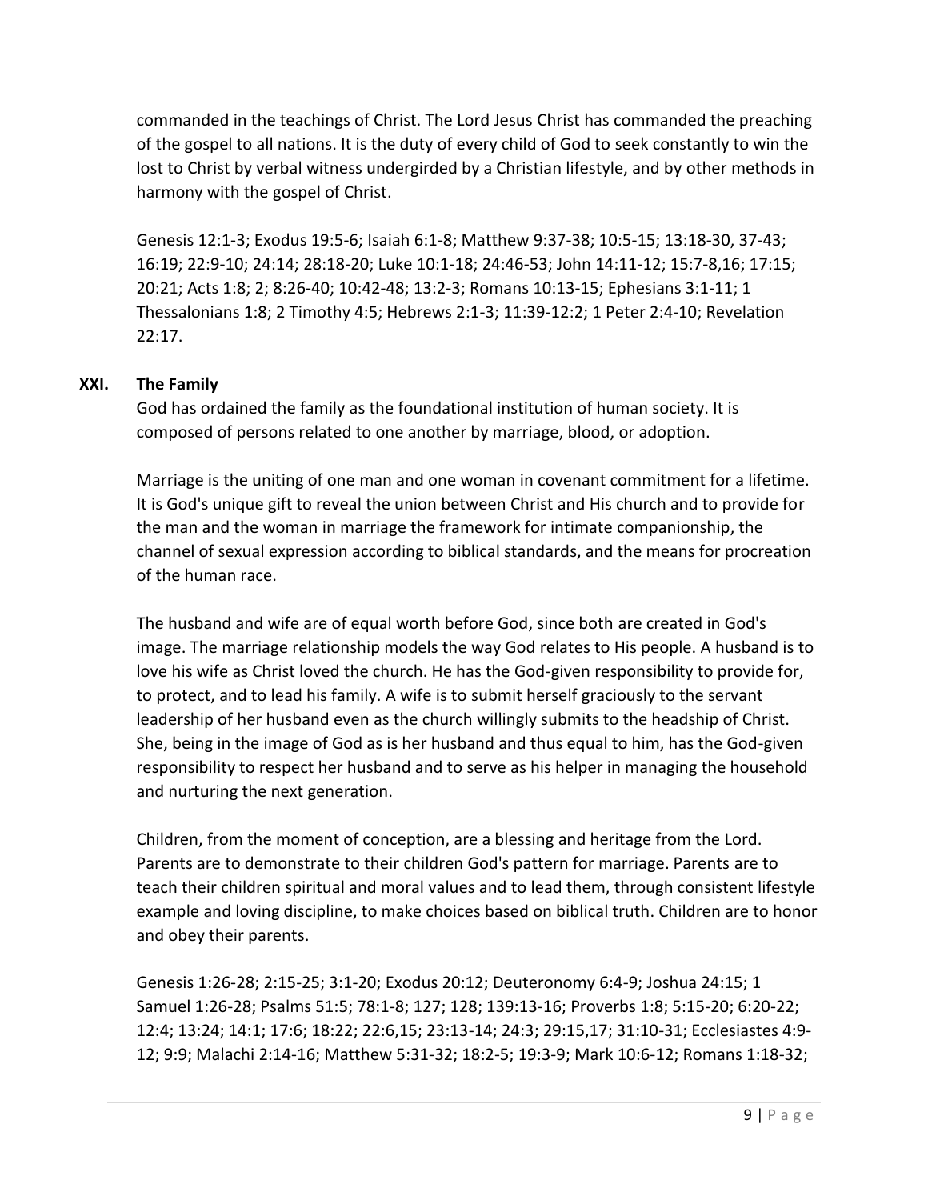commanded in the teachings of Christ. The Lord Jesus Christ has commanded the preaching of the gospel to all nations. It is the duty of every child of God to seek constantly to win the lost to Christ by verbal witness undergirded by a Christian lifestyle, and by other methods in harmony with the gospel of Christ.

Genesis 12:1-3; Exodus 19:5-6; Isaiah 6:1-8; Matthew 9:37-38; 10:5-15; 13:18-30, 37-43; 16:19; 22:9-10; 24:14; 28:18-20; Luke 10:1-18; 24:46-53; John 14:11-12; 15:7-8,16; 17:15; 20:21; Acts 1:8; 2; 8:26-40; 10:42-48; 13:2-3; Romans 10:13-15; Ephesians 3:1-11; 1 Thessalonians 1:8; 2 Timothy 4:5; Hebrews 2:1-3; 11:39-12:2; 1 Peter 2:4-10; Revelation 22:17.

## XXI. The Family

God has ordained the family as the foundational institution of human society. It is composed of persons related to one another by marriage, blood, or adoption.

Marriage is the uniting of one man and one woman in covenant commitment for a lifetime. It is God's unique gift to reveal the union between Christ and His church and to provide for the man and the woman in marriage the framework for intimate companionship, the channel of sexual expression according to biblical standards, and the means for procreation of the human race.

The husband and wife are of equal worth before God, since both are created in God's image. The marriage relationship models the way God relates to His people. A husband is to love his wife as Christ loved the church. He has the God-given responsibility to provide for, to protect, and to lead his family. A wife is to submit herself graciously to the servant leadership of her husband even as the church willingly submits to the headship of Christ. She, being in the image of God as is her husband and thus equal to him, has the God-given responsibility to respect her husband and to serve as his helper in managing the household and nurturing the next generation.

Children, from the moment of conception, are a blessing and heritage from the Lord. Parents are to demonstrate to their children God's pattern for marriage. Parents are to teach their children spiritual and moral values and to lead them, through consistent lifestyle example and loving discipline, to make choices based on biblical truth. Children are to honor and obey their parents.

Genesis 1:26-28; 2:15-25; 3:1-20; Exodus 20:12; Deuteronomy 6:4-9; Joshua 24:15; 1 Samuel 1:26-28; Psalms 51:5; 78:1-8; 127; 128; 139:13-16; Proverbs 1:8; 5:15-20; 6:20-22; 12:4; 13:24; 14:1; 17:6; 18:22; 22:6,15; 23:13-14; 24:3; 29:15,17; 31:10-31; Ecclesiastes 4:9-12; 9:9; Malachi 2:14-16; Matthew 5:31-32; 18:2-5; 19:3-9; Mark 10:6-12; Romans 1:18-32;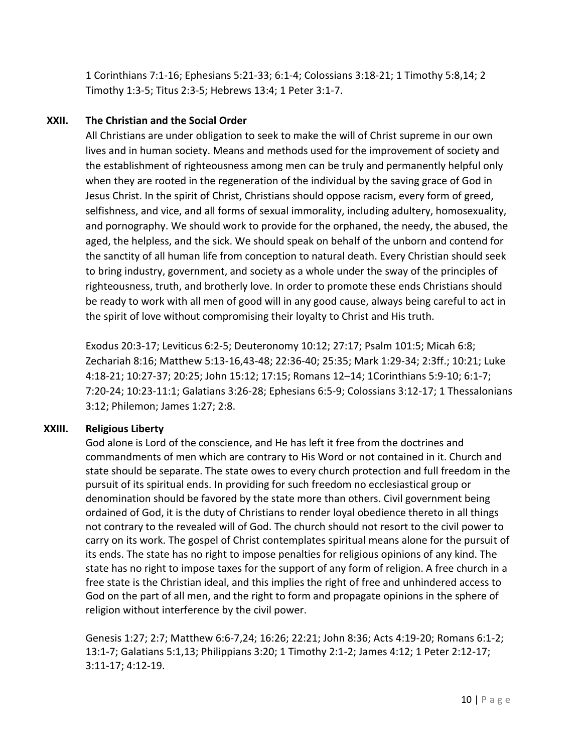1 Corinthians 7:1-16; Ephesians 5:21-33; 6:1-4; Colossians 3:18-21; 1 Timothy 5:8,14; 2 Timothy 1:3-5; Titus 2:3-5; Hebrews 13:4; 1 Peter 3:1-7.

## XXII. The Christian and the Social Order

All Christians are under obligation to seek to make the will of Christ supreme in our own lives and in human society. Means and methods used for the improvement of society and the establishment of righteousness among men can be truly and permanently helpful only when they are rooted in the regeneration of the individual by the saving grace of God in Jesus Christ. In the spirit of Christ, Christians should oppose racism, every form of greed, selfishness, and vice, and all forms of sexual immorality, including adultery, homosexuality, and pornography. We should work to provide for the orphaned, the needy, the abused, the aged, the helpless, and the sick. We should speak on behalf of the unborn and contend for the sanctity of all human life from conception to natural death. Every Christian should seek to bring industry, government, and society as a whole under the sway of the principles of righteousness, truth, and brotherly love. In order to promote these ends Christians should be ready to work with all men of good will in any good cause, always being careful to act in the spirit of love without compromising their loyalty to Christ and His truth.

Exodus 20:3-17; Leviticus 6:2-5; Deuteronomy 10:12; 27:17; Psalm 101:5; Micah 6:8; Zechariah 8:16; Matthew 5:13-16,43-48; 22:36-40; 25:35; Mark 1:29-34; 2:3ff.; 10:21; Luke 4:18-21; 10:27-37; 20:25; John 15:12; 17:15; Romans 12–14; 1Corinthians 5:9-10; 6:1-7; 7:20-24; 10:23-11:1; Galatians 3:26-28; Ephesians 6:5-9; Colossians 3:12-17; 1 Thessalonians 3:12; Philemon; James 1:27; 2:8.

## XXIII. Religious Liberty

God alone is Lord of the conscience, and He has left it free from the doctrines and commandments of men which are contrary to His Word or not contained in it. Church and state should be separate. The state owes to every church protection and full freedom in the pursuit of its spiritual ends. In providing for such freedom no ecclesiastical group or denomination should be favored by the state more than others. Civil government being ordained of God, it is the duty of Christians to render loyal obedience thereto in all things not contrary to the revealed will of God. The church should not resort to the civil power to carry on its work. The gospel of Christ contemplates spiritual means alone for the pursuit of its ends. The state has no right to impose penalties for religious opinions of any kind. The state has no right to impose taxes for the support of any form of religion. A free church in a free state is the Christian ideal, and this implies the right of free and unhindered access to God on the part of all men, and the right to form and propagate opinions in the sphere of religion without interference by the civil power.

Genesis 1:27; 2:7; Matthew 6:6-7,24; 16:26; 22:21; John 8:36; Acts 4:19-20; Romans 6:1-2; 13:1-7; Galatians 5:1,13; Philippians 3:20; 1 Timothy 2:1-2; James 4:12; 1 Peter 2:12-17; 3:11-17; 4:12-19.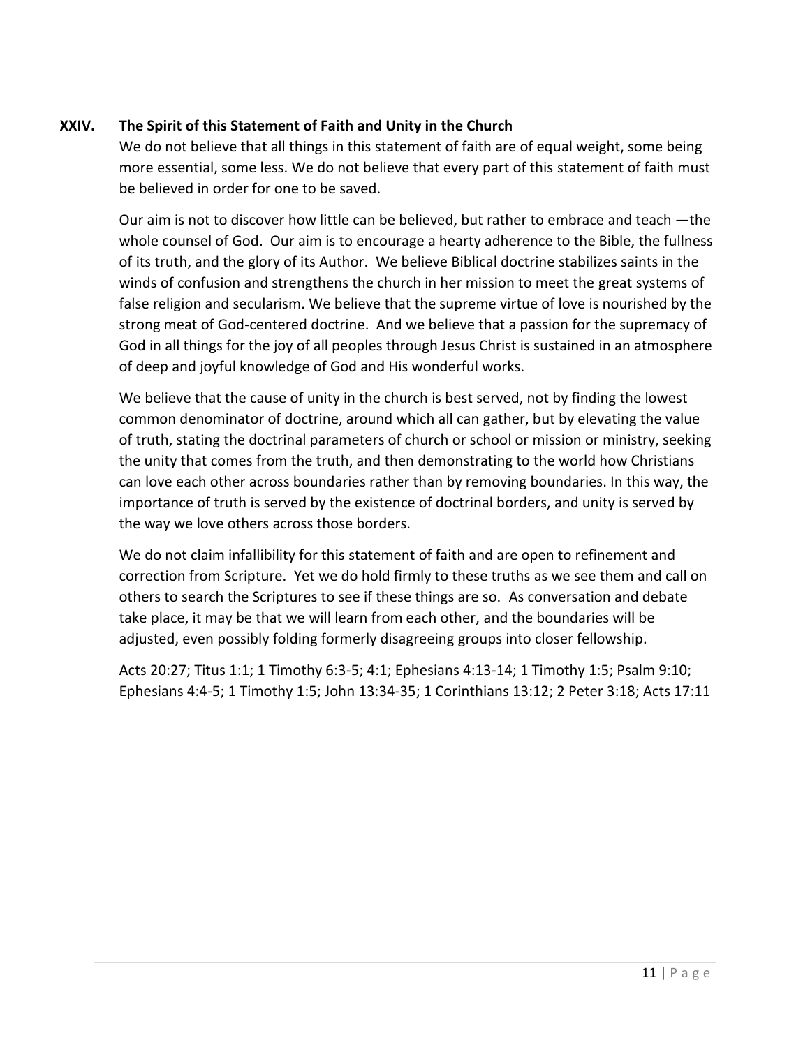## XXIV. The Spirit of this Statement of Faith and Unity in the Church

We do not believe that all things in this statement of faith are of equal weight, some being more essential, some less. We do not believe that every part of this statement of faith must be believed in order for one to be saved.

Our aim is not to discover how little can be believed, but rather to embrace and teach —the whole counsel of God. Our aim is to encourage a hearty adherence to the Bible, the fullness of its truth, and the glory of its Author. We believe Biblical doctrine stabilizes saints in the winds of confusion and strengthens the church in her mission to meet the great systems of false religion and secularism. We believe that the supreme virtue of love is nourished by the strong meat of God-centered doctrine. And we believe that a passion for the supremacy of God in all things for the joy of all peoples through Jesus Christ is sustained in an atmosphere of deep and joyful knowledge of God and His wonderful works.

We believe that the cause of unity in the church is best served, not by finding the lowest common denominator of doctrine, around which all can gather, but by elevating the value of truth, stating the doctrinal parameters of church or school or mission or ministry, seeking the unity that comes from the truth, and then demonstrating to the world how Christians can love each other across boundaries rather than by removing boundaries. In this way, the importance of truth is served by the existence of doctrinal borders, and unity is served by the way we love others across those borders.

We do not claim infallibility for this statement of faith and are open to refinement and correction from Scripture. Yet we do hold firmly to these truths as we see them and call on others to search the Scriptures to see if these things are so. As conversation and debate take place, it may be that we will learn from each other, and the boundaries will be adjusted, even possibly folding formerly disagreeing groups into closer fellowship.

Acts 20:27; Titus 1:1; 1 Timothy 6:3-5; 4:1; Ephesians 4:13-14; 1 Timothy 1:5; Psalm 9:10; Ephesians 4:4-5; 1 Timothy 1:5; John 13:34-35; 1 Corinthians 13:12; 2 Peter 3:18; Acts 17:11